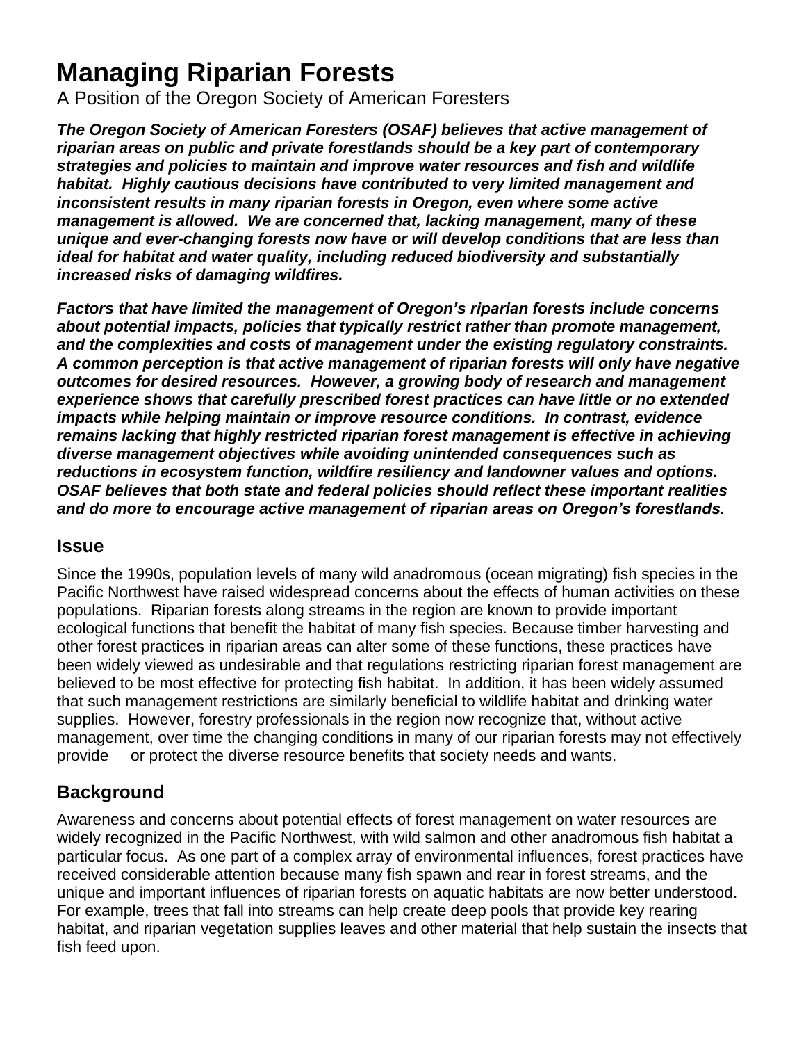# Managing Riparian Forests

A Position of the Oregon Society of American Foresters

***The Oregon Society of American Foresters (OSAF) believes that active management of riparian areas on public and private forestlands should be a key part of contemporary strategies and policies to maintain and improve water resources and fish and wildlife habitat. Highly cautious decisions have contributed to very limited management and inconsistent results in many riparian forests in Oregon, even where some active management is allowed. We are concerned that, lacking management, many of these unique and ever-changing forests now have or will develop conditions that are less than ideal for habitat and water quality, including reduced biodiversity and substantially increased risks of damaging wildfires.***

***Factors that have limited the management of Oregon's riparian forests include concerns about potential impacts, policies that typically restrict rather than promote management, and the complexities and costs of management under the existing regulatory constraints. A common perception is that active management of riparian forests will only have negative outcomes for desired resources. However, a growing body of research and management experience shows that carefully prescribed forest practices can have little or no extended impacts while helping maintain or improve resource conditions. In contrast, evidence remains lacking that highly restricted riparian forest management is effective in achieving diverse management objectives while avoiding unintended consequences such as reductions in ecosystem function, wildfire resiliency and landowner values and options. OSAF believes that both state and federal policies should reflect these important realities and do more to encourage active management of riparian areas on Oregon's forestlands.***

## Issue

Since the 1990s, population levels of many wild anadromous (ocean migrating) fish species in the Pacific Northwest have raised widespread concerns about the effects of human activities on these populations. Riparian forests along streams in the region are known to provide important ecological functions that benefit the habitat of many fish species. Because timber harvesting and other forest practices in riparian areas can alter some of these functions, these practices have been widely viewed as undesirable and that regulations restricting riparian forest management are believed to be most effective for protecting fish habitat. In addition, it has been widely assumed that such management restrictions are similarly beneficial to wildlife habitat and drinking water supplies. However, forestry professionals in the region now recognize that, without active management, over time the changing conditions in many of our riparian forests may not effectively provide or protect the diverse resource benefits that society needs and wants.

## Background

Awareness and concerns about potential effects of forest management on water resources are widely recognized in the Pacific Northwest, with wild salmon and other anadromous fish habitat a particular focus. As one part of a complex array of environmental influences, forest practices have received considerable attention because many fish spawn and rear in forest streams, and the unique and important influences of riparian forests on aquatic habitats are now better understood. For example, trees that fall into streams can help create deep pools that provide key rearing habitat, and riparian vegetation supplies leaves and other material that help sustain the insects that fish feed upon.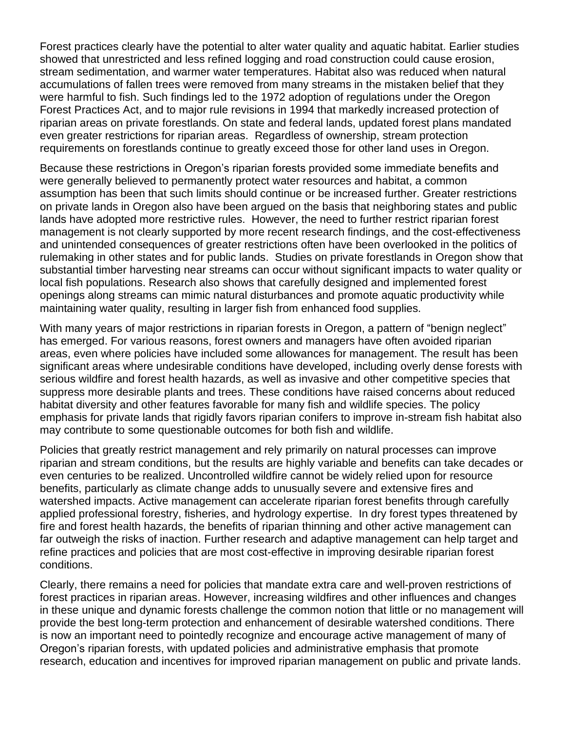Forest practices clearly have the potential to alter water quality and aquatic habitat. Earlier studies showed that unrestricted and less refined logging and road construction could cause erosion, stream sedimentation, and warmer water temperatures. Habitat also was reduced when natural accumulations of fallen trees were removed from many streams in the mistaken belief that they were harmful to fish. Such findings led to the 1972 adoption of regulations under the Oregon Forest Practices Act, and to major rule revisions in 1994 that markedly increased protection of riparian areas on private forestlands. On state and federal lands, updated forest plans mandated even greater restrictions for riparian areas. Regardless of ownership, stream protection requirements on forestlands continue to greatly exceed those for other land uses in Oregon.

Because these restrictions in Oregon's riparian forests provided some immediate benefits and were generally believed to permanently protect water resources and habitat, a common assumption has been that such limits should continue or be increased further. Greater restrictions on private lands in Oregon also have been argued on the basis that neighboring states and public lands have adopted more restrictive rules. However, the need to further restrict riparian forest management is not clearly supported by more recent research findings, and the cost-effectiveness and unintended consequences of greater restrictions often have been overlooked in the politics of rulemaking in other states and for public lands. Studies on private forestlands in Oregon show that substantial timber harvesting near streams can occur without significant impacts to water quality or local fish populations. Research also shows that carefully designed and implemented forest openings along streams can mimic natural disturbances and promote aquatic productivity while maintaining water quality, resulting in larger fish from enhanced food supplies.

With many years of major restrictions in riparian forests in Oregon, a pattern of "benign neglect" has emerged. For various reasons, forest owners and managers have often avoided riparian areas, even where policies have included some allowances for management. The result has been significant areas where undesirable conditions have developed, including overly dense forests with serious wildfire and forest health hazards, as well as invasive and other competitive species that suppress more desirable plants and trees. These conditions have raised concerns about reduced habitat diversity and other features favorable for many fish and wildlife species. The policy emphasis for private lands that rigidly favors riparian conifers to improve in-stream fish habitat also may contribute to some questionable outcomes for both fish and wildlife.

Policies that greatly restrict management and rely primarily on natural processes can improve riparian and stream conditions, but the results are highly variable and benefits can take decades or even centuries to be realized. Uncontrolled wildfire cannot be widely relied upon for resource benefits, particularly as climate change adds to unusually severe and extensive fires and watershed impacts. Active management can accelerate riparian forest benefits through carefully applied professional forestry, fisheries, and hydrology expertise. In dry forest types threatened by fire and forest health hazards, the benefits of riparian thinning and other active management can far outweigh the risks of inaction. Further research and adaptive management can help target and refine practices and policies that are most cost-effective in improving desirable riparian forest conditions.

Clearly, there remains a need for policies that mandate extra care and well-proven restrictions of forest practices in riparian areas. However, increasing wildfires and other influences and changes in these unique and dynamic forests challenge the common notion that little or no management will provide the best long-term protection and enhancement of desirable watershed conditions. There is now an important need to pointedly recognize and encourage active management of many of Oregon's riparian forests, with updated policies and administrative emphasis that promote research, education and incentives for improved riparian management on public and private lands.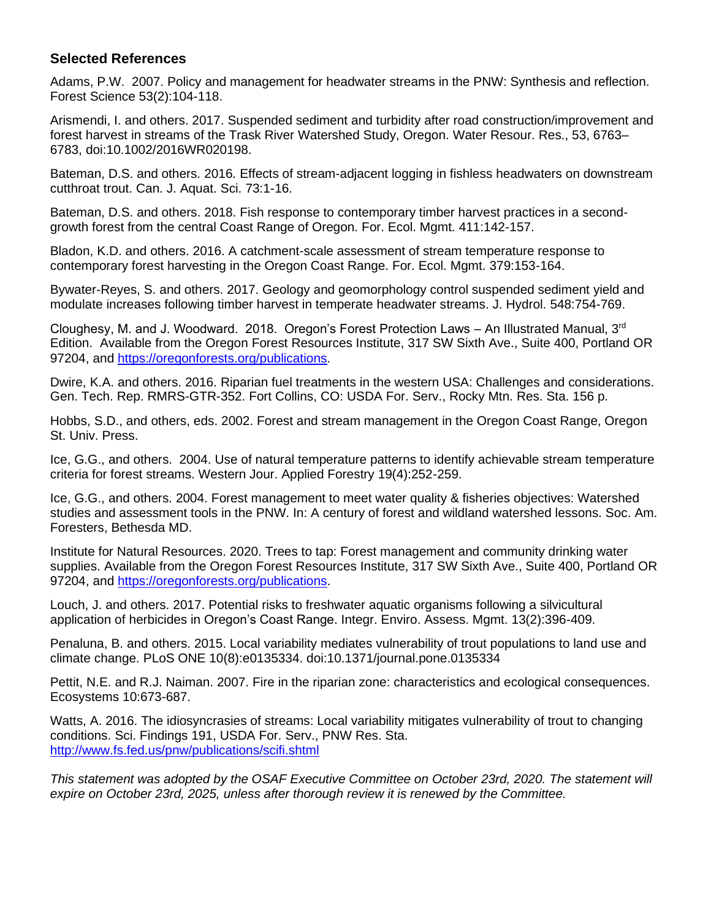### Selected References

Adams, P.W. 2007. Policy and management for headwater streams in the PNW: Synthesis and reflection. Forest Science 53(2):104-118.

Arismendi, I. and others. 2017. Suspended sediment and turbidity after road construction/improvement and forest harvest in streams of the Trask River Watershed Study, Oregon. Water Resour. Res., 53, 6763–6783, doi:10.1002/2016WR020198.

Bateman, D.S. and others. 2016. Effects of stream-adjacent logging in fishless headwaters on downstream cutthroat trout. Can. J. Aquat. Sci. 73:1-16.

Bateman, D.S. and others. 2018. Fish response to contemporary timber harvest practices in a second-growth forest from the central Coast Range of Oregon. For. Ecol. Mgmt. 411:142-157.

Bladon, K.D. and others. 2016. A catchment-scale assessment of stream temperature response to contemporary forest harvesting in the Oregon Coast Range. For. Ecol. Mgmt. 379:153-164.

Bywater-Reyes, S. and others. 2017. Geology and geomorphology control suspended sediment yield and modulate increases following timber harvest in temperate headwater streams. J. Hydrol. 548:754-769.

Cloughesy, M. and J. Woodward. 2018. Oregon's Forest Protection Laws – An Illustrated Manual, 3rd Edition. Available from the Oregon Forest Resources Institute, 317 SW Sixth Ave., Suite 400, Portland OR 97204, and https://oregonforests.org/publications.

Dwire, K.A. and others. 2016. Riparian fuel treatments in the western USA: Challenges and considerations. Gen. Tech. Rep. RMRS-GTR-352. Fort Collins, CO: USDA For. Serv., Rocky Mtn. Res. Sta. 156 p.

Hobbs, S.D., and others, eds. 2002. Forest and stream management in the Oregon Coast Range, Oregon St. Univ. Press.

Ice, G.G., and others. 2004. Use of natural temperature patterns to identify achievable stream temperature criteria for forest streams. Western Jour. Applied Forestry 19(4):252-259.

Ice, G.G., and others. 2004. Forest management to meet water quality & fisheries objectives: Watershed studies and assessment tools in the PNW. In: A century of forest and wildland watershed lessons. Soc. Am. Foresters, Bethesda MD.

Institute for Natural Resources. 2020. Trees to tap: Forest management and community drinking water supplies. Available from the Oregon Forest Resources Institute, 317 SW Sixth Ave., Suite 400, Portland OR 97204, and https://oregonforests.org/publications.

Louch, J. and others. 2017. Potential risks to freshwater aquatic organisms following a silvicultural application of herbicides in Oregon's Coast Range. Integr. Enviro. Assess. Mgmt. 13(2):396-409.

Penaluna, B. and others. 2015. Local variability mediates vulnerability of trout populations to land use and climate change. PLoS ONE 10(8):e0135334. doi:10.1371/journal.pone.0135334

Pettit, N.E. and R.J. Naiman. 2007. Fire in the riparian zone: characteristics and ecological consequences. Ecosystems 10:673-687.

Watts, A. 2016. The idiosyncrasies of streams: Local variability mitigates vulnerability of trout to changing conditions. Sci. Findings 191, USDA For. Serv., PNW Res. Sta. http://www.fs.fed.us/pnw/publications/scifi.shtml

*This statement was adopted by the OSAF Executive Committee on October 23rd, 2020. The statement will expire on October 23rd, 2025, unless after thorough review it is renewed by the Committee.*